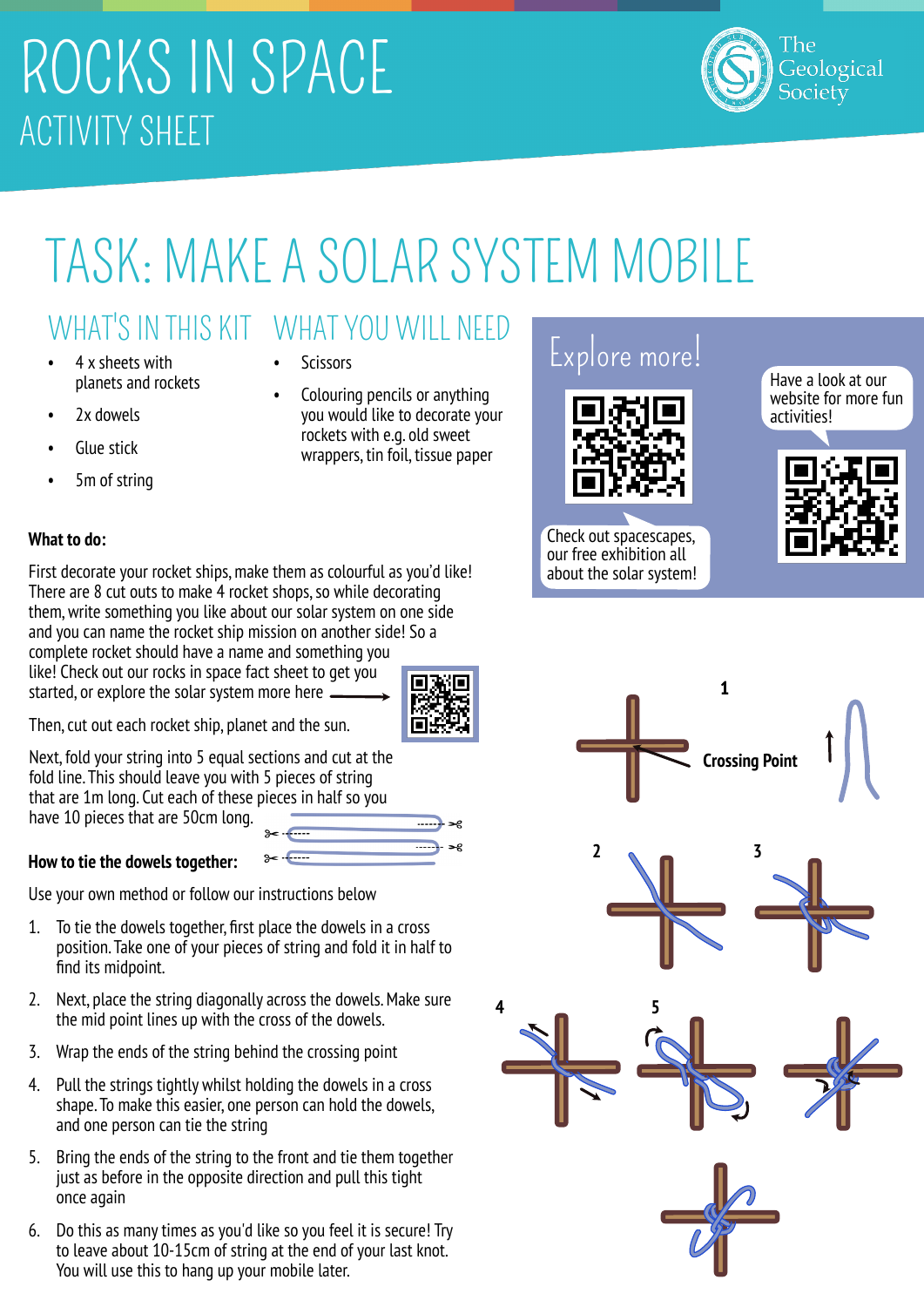# ROCKS IN SPACE

## ACTIVITY SHEET

The Geological Society

# TASK: MAKE A SOLAR SYSTEM MOBILE

## WHAT'S IN THIS KIT

- 4 x sheets with planets and rockets
- 2x dowels
- Glue stick
- 5m of string

## WHAT YOU WILL NEED

- Scissors
- Colouring pencils or anything you would like to decorate your rockets with e.g. old sweet wrappers, tin foil, tissue paper

## Explore more!

Check out spacescapes, our free exhibition all about the solar system!

Have a look at our website for more fun activities!

**What to do:**

First decorate your rocket ships, make them as colourful as you'd like! There are 8 cut outs to make 4 rocket shops, so while decorating them, write something you like about our solar system on one side and you can name the rocket ship mission on another side! So a complete rocket should have a name and something you like! Check out our rocks in space fact sheet to get you started, or explore the solar system more here →

Then, cut out each rocket ship, planet and the sun.

Next, fold your string into 5 equal sections and cut at the fold line. This should leave you with 5 pieces of string that are 1m long. Cut each of these pieces in half so you have 10 pieces that are 50cm long.

**How to tie the dowels together:**

Use your own method or follow our instructions below

1. To tie the dowels together, first place the dowels in a cross position. Take one of your pieces of string and fold it in half to find its midpoint.
2. Next, place the string diagonally across the dowels. Make sure the mid point lines up with the cross of the dowels.
3. Wrap the ends of the string behind the crossing point
4. Pull the strings tightly whilst holding the dowels in a cross shape. To make this easier, one person can hold the dowels, and one person can tie the string
5. Bring the ends of the string to the front and tie them together just as before in the opposite direction and pull this tight once again
6. Do this as many times as you'd like so you feel it is secure! Try to leave about 10-15cm of string at the end of your last knot. You will use this to hang up your mobile later.

1 Crossing Point

2

3

4

5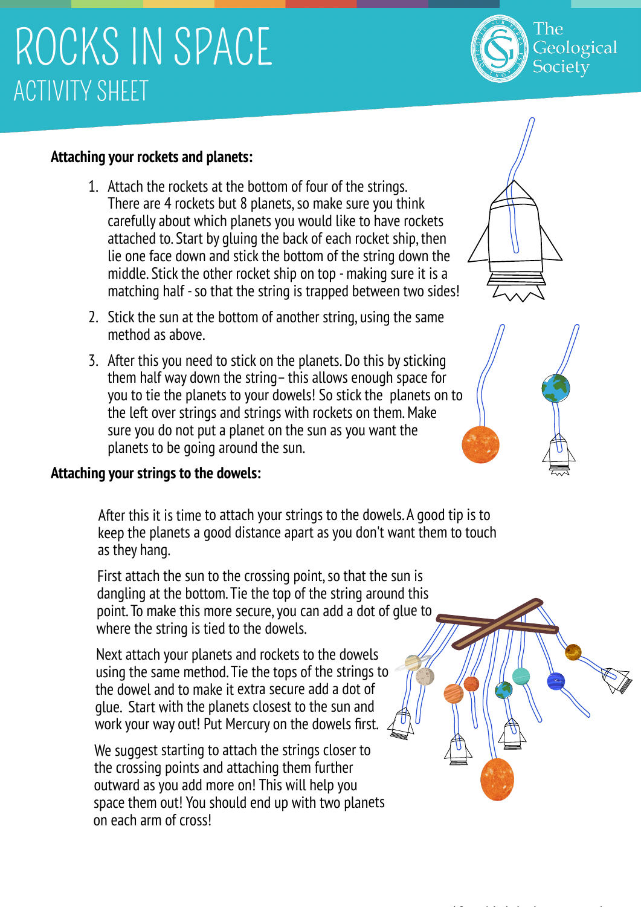# ROCKS IN SPACE

## ACTIVITY SHEET

**Attaching your rockets and planets:**

1. Attach the rockets at the bottom of four of the strings. There are 4 rockets but 8 planets, so make sure you think carefully about which planets you would like to have rockets attached to. Start by gluing the back of each rocket ship, then lie one face down and stick the bottom of the string down the middle. Stick the other rocket ship on top - making sure it is a matching half - so that the string is trapped between two sides!
2. Stick the sun at the bottom of another string, using the same method as above.
3. After this you need to stick on the planets. Do this by sticking them half way down the string– this allows enough space for you to tie the planets to your dowels! So stick the planets on to the left over strings and strings with rockets on them. Make sure you do not put a planet on the sun as you want the planets to be going around the sun.

**Attaching your strings to the dowels:**

After this it is time to attach your strings to the dowels. A good tip is to keep the planets a good distance apart as you don't want them to touch as they hang.

First attach the sun to the crossing point, so that the sun is dangling at the bottom. Tie the top of the string around this point. To make this more secure, you can add a dot of glue to where the string is tied to the dowels.

Next attach your planets and rockets to the dowels using the same method. Tie the tops of the strings to the dowel and to make it extra secure add a dot of glue. Start with the planets closest to the sun and work your way out! Put Mercury on the dowels first.

We suggest starting to attach the strings closer to the crossing points and attaching them further outward as you add more on! This will help you space them out! You should end up with two planets on each arm of cross!